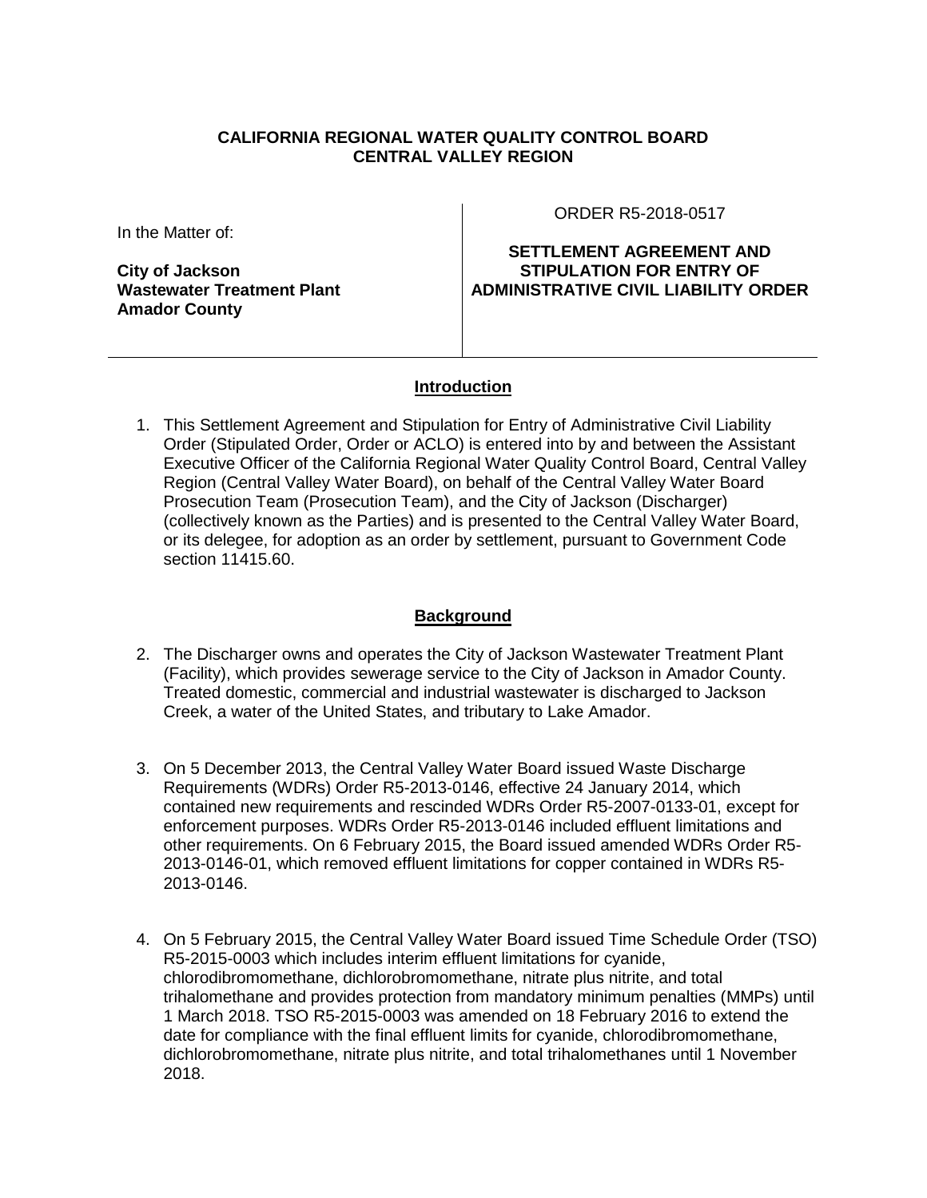**CALIFORNIA REGIONAL WATER QUALITY CONTROL BOARD**
**CENTRAL VALLEY REGION**

| In the Matter of: **City of Jackson Wastewater Treatment Plant Amador County** | ORDER R5-2018-0517 **SETTLEMENT AGREEMENT AND STIPULATION FOR ENTRY OF ADMINISTRATIVE CIVIL LIABILITY ORDER** |
|---|---|

## Introduction

1. This Settlement Agreement and Stipulation for Entry of Administrative Civil Liability Order (Stipulated Order, Order or ACLO) is entered into by and between the Assistant Executive Officer of the California Regional Water Quality Control Board, Central Valley Region (Central Valley Water Board), on behalf of the Central Valley Water Board Prosecution Team (Prosecution Team), and the City of Jackson (Discharger) (collectively known as the Parties) and is presented to the Central Valley Water Board, or its delegee, for adoption as an order by settlement, pursuant to Government Code section 11415.60.

## Background

2. The Discharger owns and operates the City of Jackson Wastewater Treatment Plant (Facility), which provides sewerage service to the City of Jackson in Amador County. Treated domestic, commercial and industrial wastewater is discharged to Jackson Creek, a water of the United States, and tributary to Lake Amador.

3. On 5 December 2013, the Central Valley Water Board issued Waste Discharge Requirements (WDRs) Order R5-2013-0146, effective 24 January 2014, which contained new requirements and rescinded WDRs Order R5-2007-0133-01, except for enforcement purposes. WDRs Order R5-2013-0146 included effluent limitations and other requirements. On 6 February 2015, the Board issued amended WDRs Order R5-2013-0146-01, which removed effluent limitations for copper contained in WDRs R5-2013-0146.

4. On 5 February 2015, the Central Valley Water Board issued Time Schedule Order (TSO) R5-2015-0003 which includes interim effluent limitations for cyanide, chlorodibromomethane, dichlorobromomethane, nitrate plus nitrite, and total trihalomethane and provides protection from mandatory minimum penalties (MMPs) until 1 March 2018. TSO R5-2015-0003 was amended on 18 February 2016 to extend the date for compliance with the final effluent limits for cyanide, chlorodibromomethane, dichlorobromomethane, nitrate plus nitrite, and total trihalomethanes until 1 November 2018.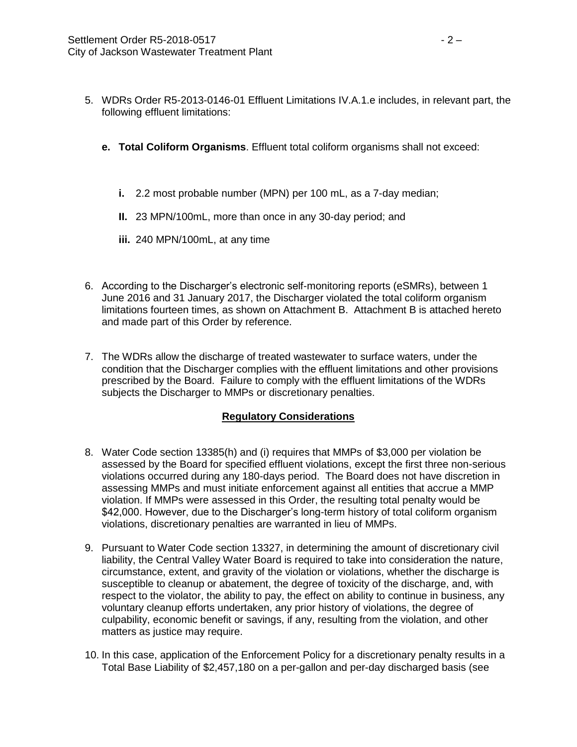5. WDRs Order R5-2013-0146-01 Effluent Limitations IV.A.1.e includes, in relevant part, the following effluent limitations:

   **e. Total Coliform Organisms**. Effluent total coliform organisms shall not exceed:

   **i.** 2.2 most probable number (MPN) per 100 mL, as a 7-day median;

   **II.** 23 MPN/100mL, more than once in any 30-day period; and

   **iii.** 240 MPN/100mL, at any time

6. According to the Discharger's electronic self-monitoring reports (eSMRs), between 1 June 2016 and 31 January 2017, the Discharger violated the total coliform organism limitations fourteen times, as shown on Attachment B. Attachment B is attached hereto and made part of this Order by reference.

7. The WDRs allow the discharge of treated wastewater to surface waters, under the condition that the Discharger complies with the effluent limitations and other provisions prescribed by the Board. Failure to comply with the effluent limitations of the WDRs subjects the Discharger to MMPs or discretionary penalties.

## Regulatory Considerations

8. Water Code section 13385(h) and (i) requires that MMPs of $3,000 per violation be assessed by the Board for specified effluent violations, except the first three non-serious violations occurred during any 180-days period. The Board does not have discretion in assessing MMPs and must initiate enforcement against all entities that accrue a MMP violation. If MMPs were assessed in this Order, the resulting total penalty would be $42,000. However, due to the Discharger's long-term history of total coliform organism violations, discretionary penalties are warranted in lieu of MMPs.

9. Pursuant to Water Code section 13327, in determining the amount of discretionary civil liability, the Central Valley Water Board is required to take into consideration the nature, circumstance, extent, and gravity of the violation or violations, whether the discharge is susceptible to cleanup or abatement, the degree of toxicity of the discharge, and, with respect to the violator, the ability to pay, the effect on ability to continue in business, any voluntary cleanup efforts undertaken, any prior history of violations, the degree of culpability, economic benefit or savings, if any, resulting from the violation, and other matters as justice may require.

10. In this case, application of the Enforcement Policy for a discretionary penalty results in a Total Base Liability of $2,457,180 on a per-gallon and per-day discharged basis (see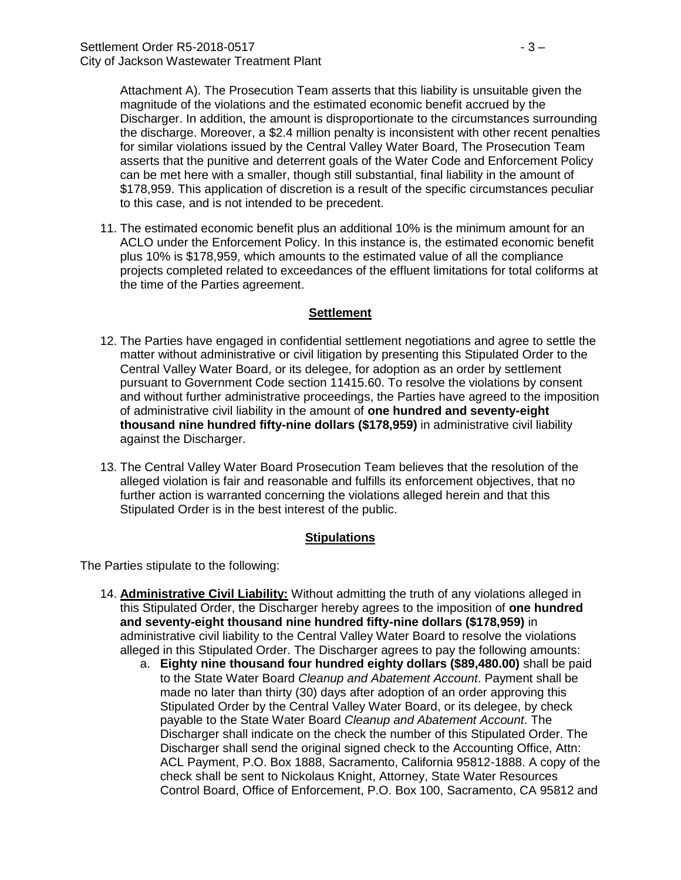Attachment A). The Prosecution Team asserts that this liability is unsuitable given the magnitude of the violations and the estimated economic benefit accrued by the Discharger. In addition, the amount is disproportionate to the circumstances surrounding the discharge. Moreover, a $2.4 million penalty is inconsistent with other recent penalties for similar violations issued by the Central Valley Water Board, The Prosecution Team asserts that the punitive and deterrent goals of the Water Code and Enforcement Policy can be met here with a smaller, though still substantial, final liability in the amount of $178,959. This application of discretion is a result of the specific circumstances peculiar to this case, and is not intended to be precedent.

11. The estimated economic benefit plus an additional 10% is the minimum amount for an ACLO under the Enforcement Policy. In this instance is, the estimated economic benefit plus 10% is $178,959, which amounts to the estimated value of all the compliance projects completed related to exceedances of the effluent limitations for total coliforms at the time of the Parties agreement.

## Settlement

12. The Parties have engaged in confidential settlement negotiations and agree to settle the matter without administrative or civil litigation by presenting this Stipulated Order to the Central Valley Water Board, or its delegee, for adoption as an order by settlement pursuant to Government Code section 11415.60. To resolve the violations by consent and without further administrative proceedings, the Parties have agreed to the imposition of administrative civil liability in the amount of **one hundred and seventy-eight thousand nine hundred fifty-nine dollars ($178,959)** in administrative civil liability against the Discharger.

13. The Central Valley Water Board Prosecution Team believes that the resolution of the alleged violation is fair and reasonable and fulfills its enforcement objectives, that no further action is warranted concerning the violations alleged herein and that this Stipulated Order is in the best interest of the public.

## Stipulations

The Parties stipulate to the following:

14. **Administrative Civil Liability:** Without admitting the truth of any violations alleged in this Stipulated Order, the Discharger hereby agrees to the imposition of **one hundred and seventy-eight thousand nine hundred fifty-nine dollars ($178,959)** in administrative civil liability to the Central Valley Water Board to resolve the violations alleged in this Stipulated Order. The Discharger agrees to pay the following amounts:
    a. **Eighty nine thousand four hundred eighty dollars ($89,480.00)** shall be paid to the State Water Board *Cleanup and Abatement Account*. Payment shall be made no later than thirty (30) days after adoption of an order approving this Stipulated Order by the Central Valley Water Board, or its delegee, by check payable to the State Water Board *Cleanup and Abatement Account*. The Discharger shall indicate on the check the number of this Stipulated Order. The Discharger shall send the original signed check to the Accounting Office, Attn: ACL Payment, P.O. Box 1888, Sacramento, California 95812-1888. A copy of the check shall be sent to Nickolaus Knight, Attorney, State Water Resources Control Board, Office of Enforcement, P.O. Box 100, Sacramento, CA 95812 and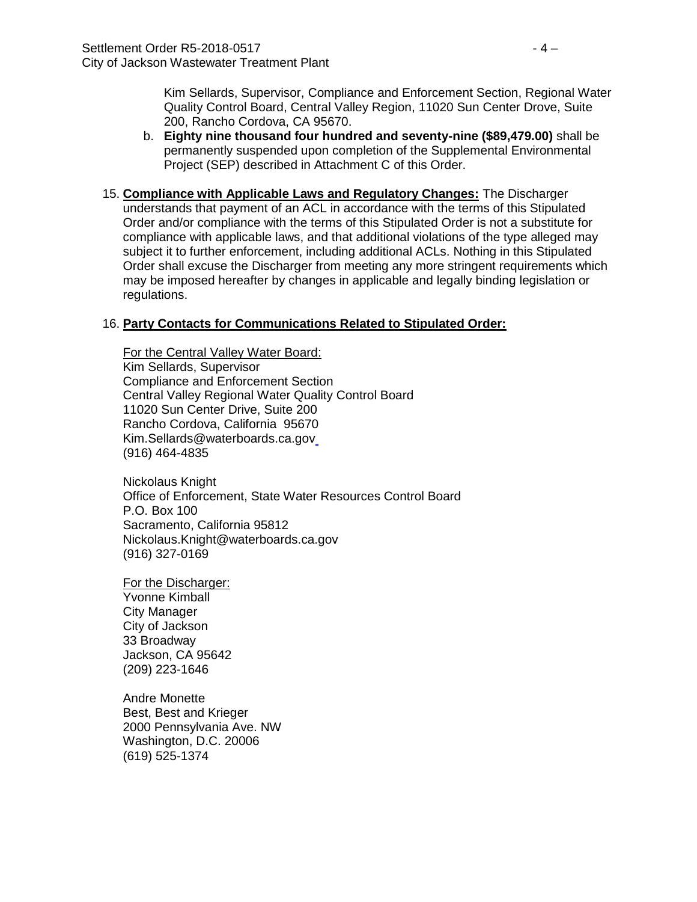Kim Sellards, Supervisor, Compliance and Enforcement Section, Regional Water Quality Control Board, Central Valley Region, 11020 Sun Center Drove, Suite 200, Rancho Cordova, CA 95670.

b. **Eighty nine thousand four hundred and seventy-nine ($89,479.00)** shall be permanently suspended upon completion of the Supplemental Environmental Project (SEP) described in Attachment C of this Order.

15. **Compliance with Applicable Laws and Regulatory Changes:** The Discharger understands that payment of an ACL in accordance with the terms of this Stipulated Order and/or compliance with the terms of this Stipulated Order is not a substitute for compliance with applicable laws, and that additional violations of the type alleged may subject it to further enforcement, including additional ACLs. Nothing in this Stipulated Order shall excuse the Discharger from meeting any more stringent requirements which may be imposed hereafter by changes in applicable and legally binding legislation or regulations.

16. **Party Contacts for Communications Related to Stipulated Order:**

For the Central Valley Water Board:
Kim Sellards, Supervisor
Compliance and Enforcement Section
Central Valley Regional Water Quality Control Board
11020 Sun Center Drive, Suite 200
Rancho Cordova, California 95670
Kim.Sellards@waterboards.ca.gov
(916) 464-4835

Nickolaus Knight
Office of Enforcement, State Water Resources Control Board
P.O. Box 100
Sacramento, California 95812
Nickolaus.Knight@waterboards.ca.gov
(916) 327-0169

For the Discharger:
Yvonne Kimball
City Manager
City of Jackson
33 Broadway
Jackson, CA 95642
(209) 223-1646

Andre Monette
Best, Best and Krieger
2000 Pennsylvania Ave. NW
Washington, D.C. 20006
(619) 525-1374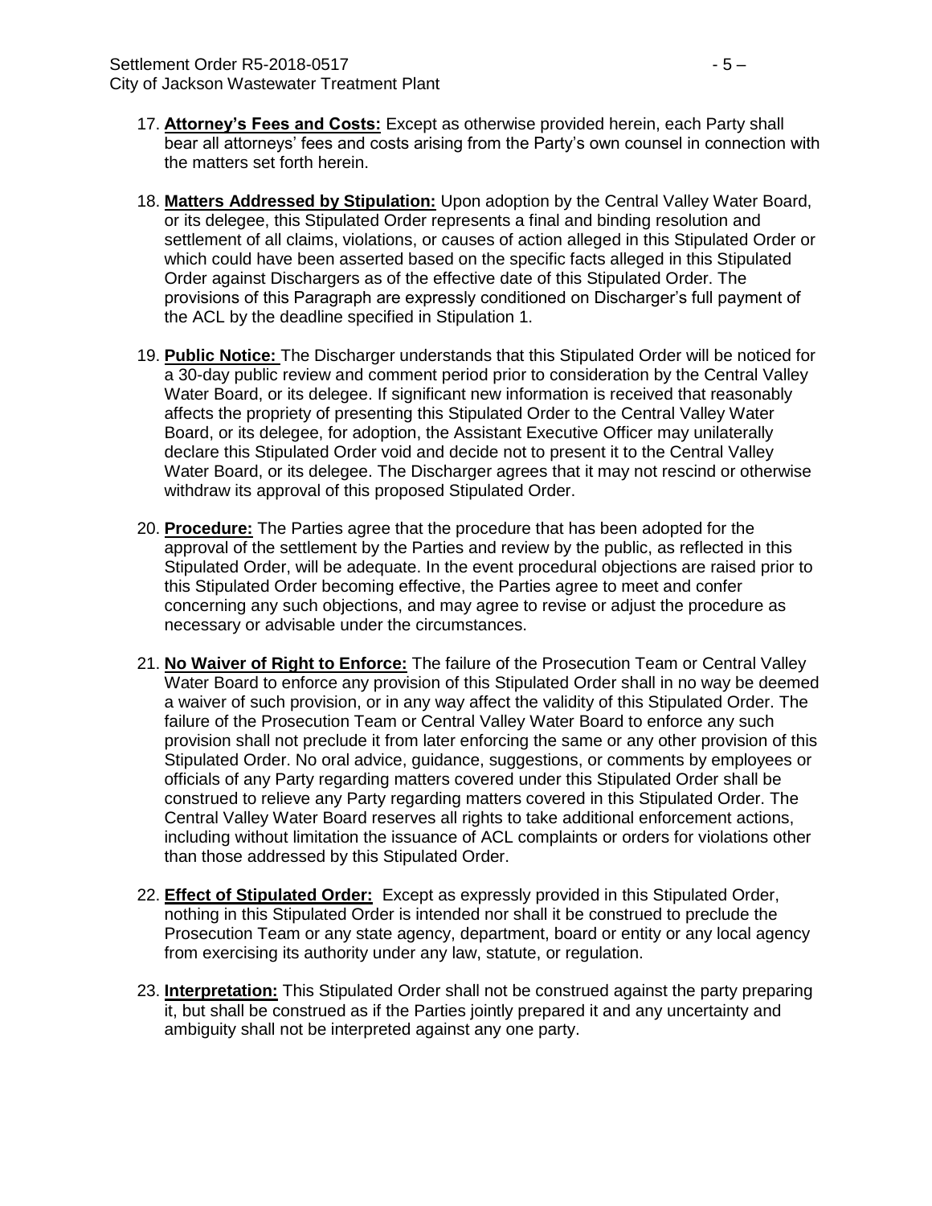17. **Attorney's Fees and Costs:** Except as otherwise provided herein, each Party shall bear all attorneys' fees and costs arising from the Party's own counsel in connection with the matters set forth herein.

18. **Matters Addressed by Stipulation:** Upon adoption by the Central Valley Water Board, or its delegee, this Stipulated Order represents a final and binding resolution and settlement of all claims, violations, or causes of action alleged in this Stipulated Order or which could have been asserted based on the specific facts alleged in this Stipulated Order against Dischargers as of the effective date of this Stipulated Order. The provisions of this Paragraph are expressly conditioned on Discharger's full payment of the ACL by the deadline specified in Stipulation 1.

19. **Public Notice:** The Discharger understands that this Stipulated Order will be noticed for a 30-day public review and comment period prior to consideration by the Central Valley Water Board, or its delegee. If significant new information is received that reasonably affects the propriety of presenting this Stipulated Order to the Central Valley Water Board, or its delegee, for adoption, the Assistant Executive Officer may unilaterally declare this Stipulated Order void and decide not to present it to the Central Valley Water Board, or its delegee. The Discharger agrees that it may not rescind or otherwise withdraw its approval of this proposed Stipulated Order.

20. **Procedure:** The Parties agree that the procedure that has been adopted for the approval of the settlement by the Parties and review by the public, as reflected in this Stipulated Order, will be adequate. In the event procedural objections are raised prior to this Stipulated Order becoming effective, the Parties agree to meet and confer concerning any such objections, and may agree to revise or adjust the procedure as necessary or advisable under the circumstances.

21. **No Waiver of Right to Enforce:** The failure of the Prosecution Team or Central Valley Water Board to enforce any provision of this Stipulated Order shall in no way be deemed a waiver of such provision, or in any way affect the validity of this Stipulated Order. The failure of the Prosecution Team or Central Valley Water Board to enforce any such provision shall not preclude it from later enforcing the same or any other provision of this Stipulated Order. No oral advice, guidance, suggestions, or comments by employees or officials of any Party regarding matters covered under this Stipulated Order shall be construed to relieve any Party regarding matters covered in this Stipulated Order. The Central Valley Water Board reserves all rights to take additional enforcement actions, including without limitation the issuance of ACL complaints or orders for violations other than those addressed by this Stipulated Order.

22. **Effect of Stipulated Order:** Except as expressly provided in this Stipulated Order, nothing in this Stipulated Order is intended nor shall it be construed to preclude the Prosecution Team or any state agency, department, board or entity or any local agency from exercising its authority under any law, statute, or regulation.

23. **Interpretation:** This Stipulated Order shall not be construed against the party preparing it, but shall be construed as if the Parties jointly prepared it and any uncertainty and ambiguity shall not be interpreted against any one party.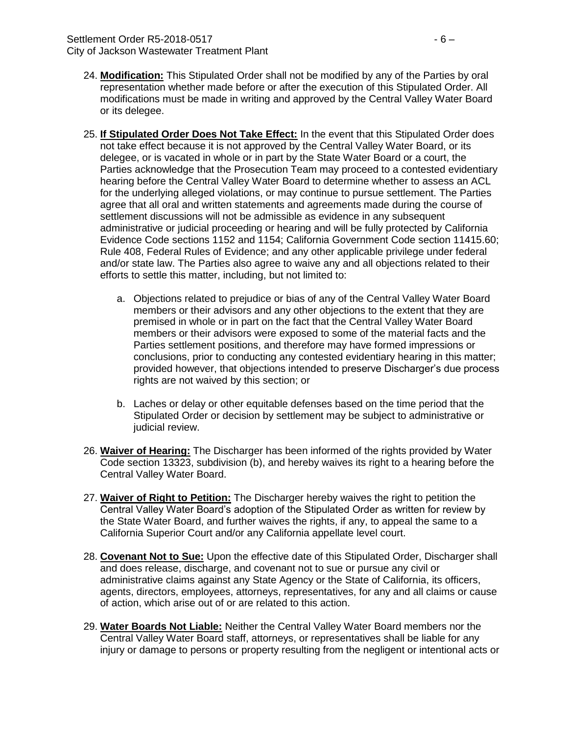24. **Modification:** This Stipulated Order shall not be modified by any of the Parties by oral representation whether made before or after the execution of this Stipulated Order. All modifications must be made in writing and approved by the Central Valley Water Board or its delegee.

25. **If Stipulated Order Does Not Take Effect:** In the event that this Stipulated Order does not take effect because it is not approved by the Central Valley Water Board, or its delegee, or is vacated in whole or in part by the State Water Board or a court, the Parties acknowledge that the Prosecution Team may proceed to a contested evidentiary hearing before the Central Valley Water Board to determine whether to assess an ACL for the underlying alleged violations, or may continue to pursue settlement. The Parties agree that all oral and written statements and agreements made during the course of settlement discussions will not be admissible as evidence in any subsequent administrative or judicial proceeding or hearing and will be fully protected by California Evidence Code sections 1152 and 1154; California Government Code section 11415.60; Rule 408, Federal Rules of Evidence; and any other applicable privilege under federal and/or state law. The Parties also agree to waive any and all objections related to their efforts to settle this matter, including, but not limited to:

    a. Objections related to prejudice or bias of any of the Central Valley Water Board members or their advisors and any other objections to the extent that they are premised in whole or in part on the fact that the Central Valley Water Board members or their advisors were exposed to some of the material facts and the Parties settlement positions, and therefore may have formed impressions or conclusions, prior to conducting any contested evidentiary hearing in this matter; provided however, that objections intended to preserve Discharger's due process rights are not waived by this section; or

    b. Laches or delay or other equitable defenses based on the time period that the Stipulated Order or decision by settlement may be subject to administrative or judicial review.

26. **Waiver of Hearing:** The Discharger has been informed of the rights provided by Water Code section 13323, subdivision (b), and hereby waives its right to a hearing before the Central Valley Water Board.

27. **Waiver of Right to Petition:** The Discharger hereby waives the right to petition the Central Valley Water Board's adoption of the Stipulated Order as written for review by the State Water Board, and further waives the rights, if any, to appeal the same to a California Superior Court and/or any California appellate level court.

28. **Covenant Not to Sue:** Upon the effective date of this Stipulated Order, Discharger shall and does release, discharge, and covenant not to sue or pursue any civil or administrative claims against any State Agency or the State of California, its officers, agents, directors, employees, attorneys, representatives, for any and all claims or cause of action, which arise out of or are related to this action.

29. **Water Boards Not Liable:** Neither the Central Valley Water Board members nor the Central Valley Water Board staff, attorneys, or representatives shall be liable for any injury or damage to persons or property resulting from the negligent or intentional acts or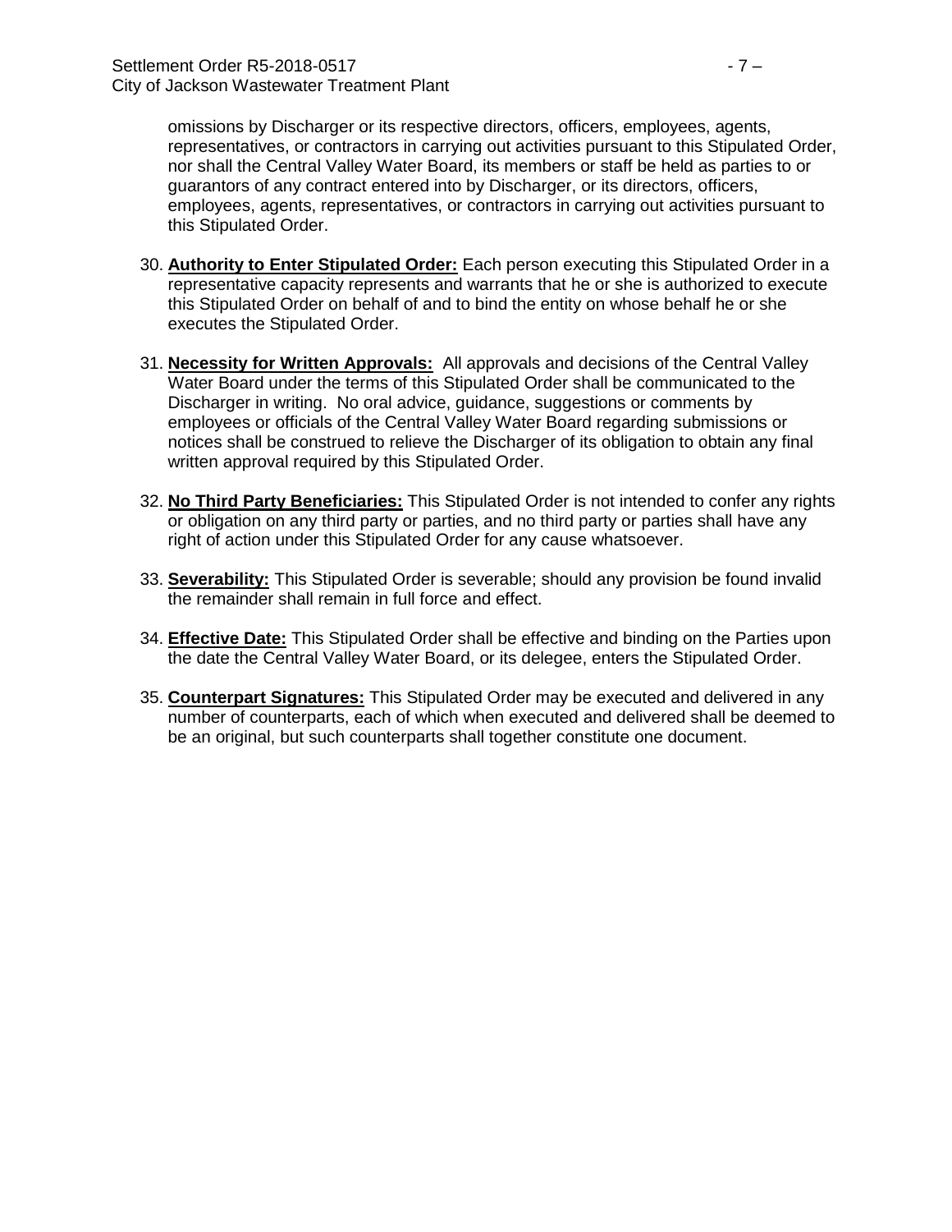omissions by Discharger or its respective directors, officers, employees, agents, representatives, or contractors in carrying out activities pursuant to this Stipulated Order, nor shall the Central Valley Water Board, its members or staff be held as parties to or guarantors of any contract entered into by Discharger, or its directors, officers, employees, agents, representatives, or contractors in carrying out activities pursuant to this Stipulated Order.

30. **Authority to Enter Stipulated Order:** Each person executing this Stipulated Order in a representative capacity represents and warrants that he or she is authorized to execute this Stipulated Order on behalf of and to bind the entity on whose behalf he or she executes the Stipulated Order.

31. **Necessity for Written Approvals:** All approvals and decisions of the Central Valley Water Board under the terms of this Stipulated Order shall be communicated to the Discharger in writing. No oral advice, guidance, suggestions or comments by employees or officials of the Central Valley Water Board regarding submissions or notices shall be construed to relieve the Discharger of its obligation to obtain any final written approval required by this Stipulated Order.

32. **No Third Party Beneficiaries:** This Stipulated Order is not intended to confer any rights or obligation on any third party or parties, and no third party or parties shall have any right of action under this Stipulated Order for any cause whatsoever.

33. **Severability:** This Stipulated Order is severable; should any provision be found invalid the remainder shall remain in full force and effect.

34. **Effective Date:** This Stipulated Order shall be effective and binding on the Parties upon the date the Central Valley Water Board, or its delegee, enters the Stipulated Order.

35. **Counterpart Signatures:** This Stipulated Order may be executed and delivered in any number of counterparts, each of which when executed and delivered shall be deemed to be an original, but such counterparts shall together constitute one document.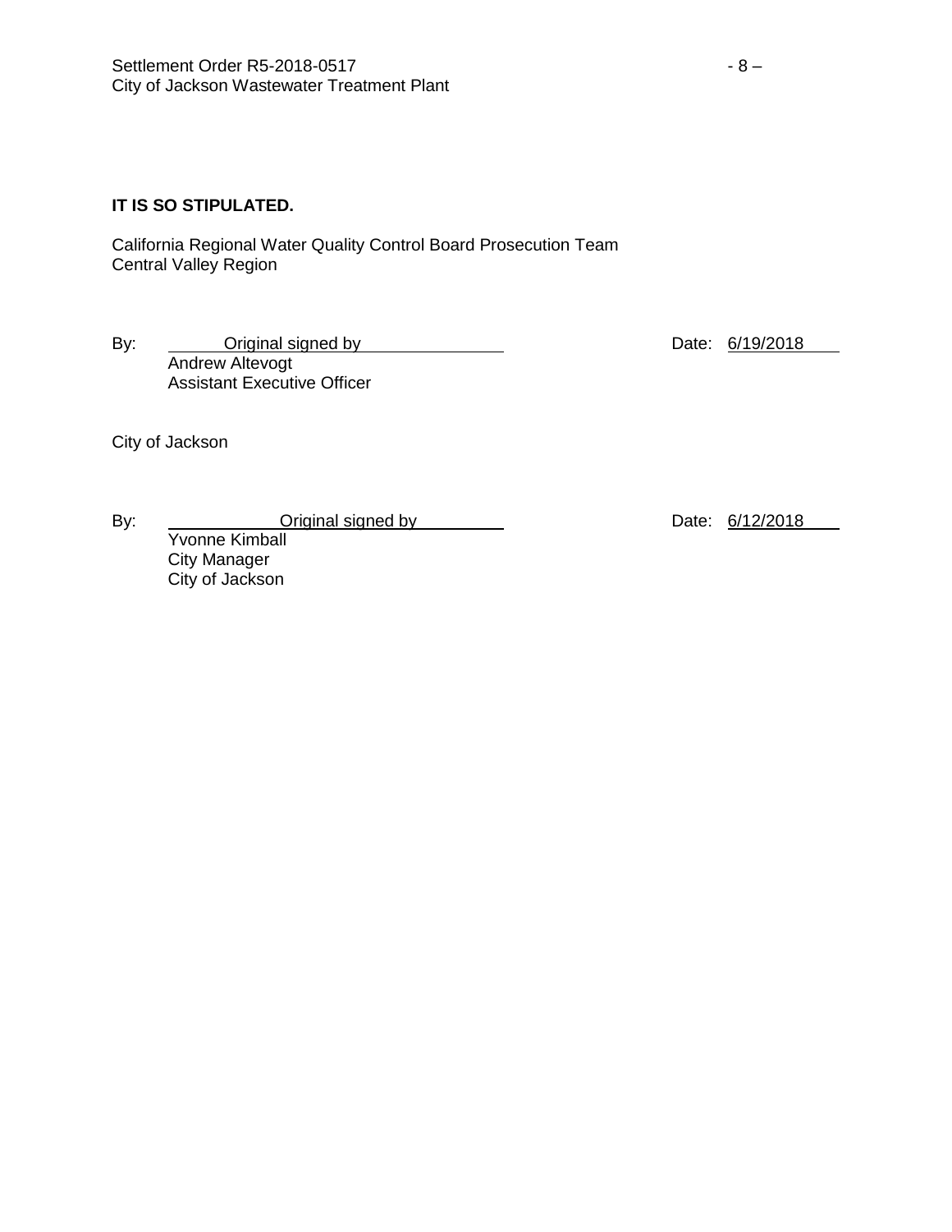**IT IS SO STIPULATED.**

California Regional Water Quality Control Board Prosecution Team
Central Valley Region

By: Original signed by
Andrew Altevogt
Assistant Executive Officer

Date: 6/19/2018

City of Jackson

By: Original signed by
Yvonne Kimball
City Manager
City of Jackson

Date: 6/12/2018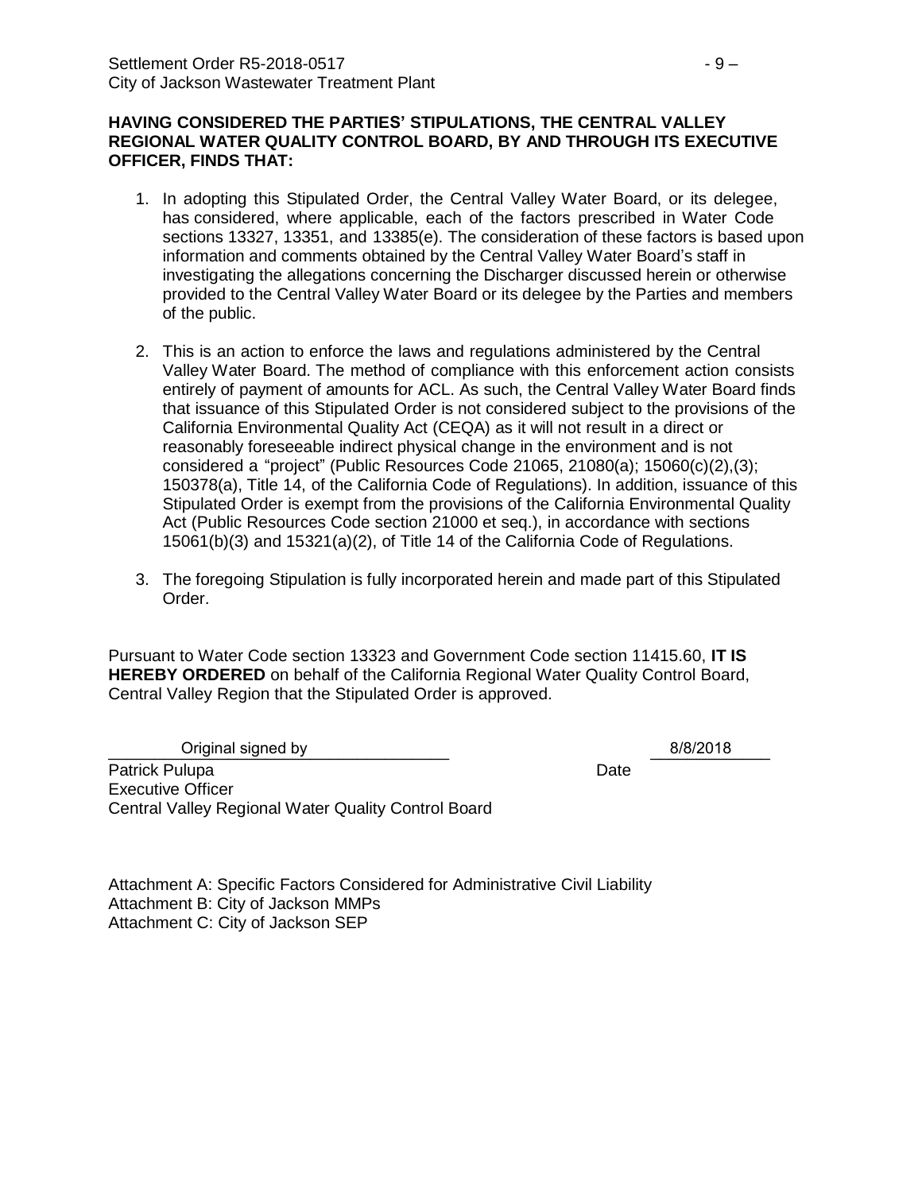**HAVING CONSIDERED THE PARTIES' STIPULATIONS, THE CENTRAL VALLEY REGIONAL WATER QUALITY CONTROL BOARD, BY AND THROUGH ITS EXECUTIVE OFFICER, FINDS THAT:**

1. In adopting this Stipulated Order, the Central Valley Water Board, or its delegee, has considered, where applicable, each of the factors prescribed in Water Code sections 13327, 13351, and 13385(e). The consideration of these factors is based upon information and comments obtained by the Central Valley Water Board's staff in investigating the allegations concerning the Discharger discussed herein or otherwise provided to the Central Valley Water Board or its delegee by the Parties and members of the public.

2. This is an action to enforce the laws and regulations administered by the Central Valley Water Board. The method of compliance with this enforcement action consists entirely of payment of amounts for ACL. As such, the Central Valley Water Board finds that issuance of this Stipulated Order is not considered subject to the provisions of the California Environmental Quality Act (CEQA) as it will not result in a direct or reasonably foreseeable indirect physical change in the environment and is not considered a "project" (Public Resources Code 21065, 21080(a); 15060(c)(2),(3); 150378(a), Title 14, of the California Code of Regulations). In addition, issuance of this Stipulated Order is exempt from the provisions of the California Environmental Quality Act (Public Resources Code section 21000 et seq.), in accordance with sections 15061(b)(3) and 15321(a)(2), of Title 14 of the California Code of Regulations.

3. The foregoing Stipulation is fully incorporated herein and made part of this Stipulated Order.

Pursuant to Water Code section 13323 and Government Code section 11415.60, **IT IS HEREBY ORDERED** on behalf of the California Regional Water Quality Control Board, Central Valley Region that the Stipulated Order is approved.

Original signed by                                                  8/8/2018

Patrick Pulupa                                                                  Date
Executive Officer
Central Valley Regional Water Quality Control Board

Attachment A: Specific Factors Considered for Administrative Civil Liability
Attachment B: City of Jackson MMPs
Attachment C: City of Jackson SEP